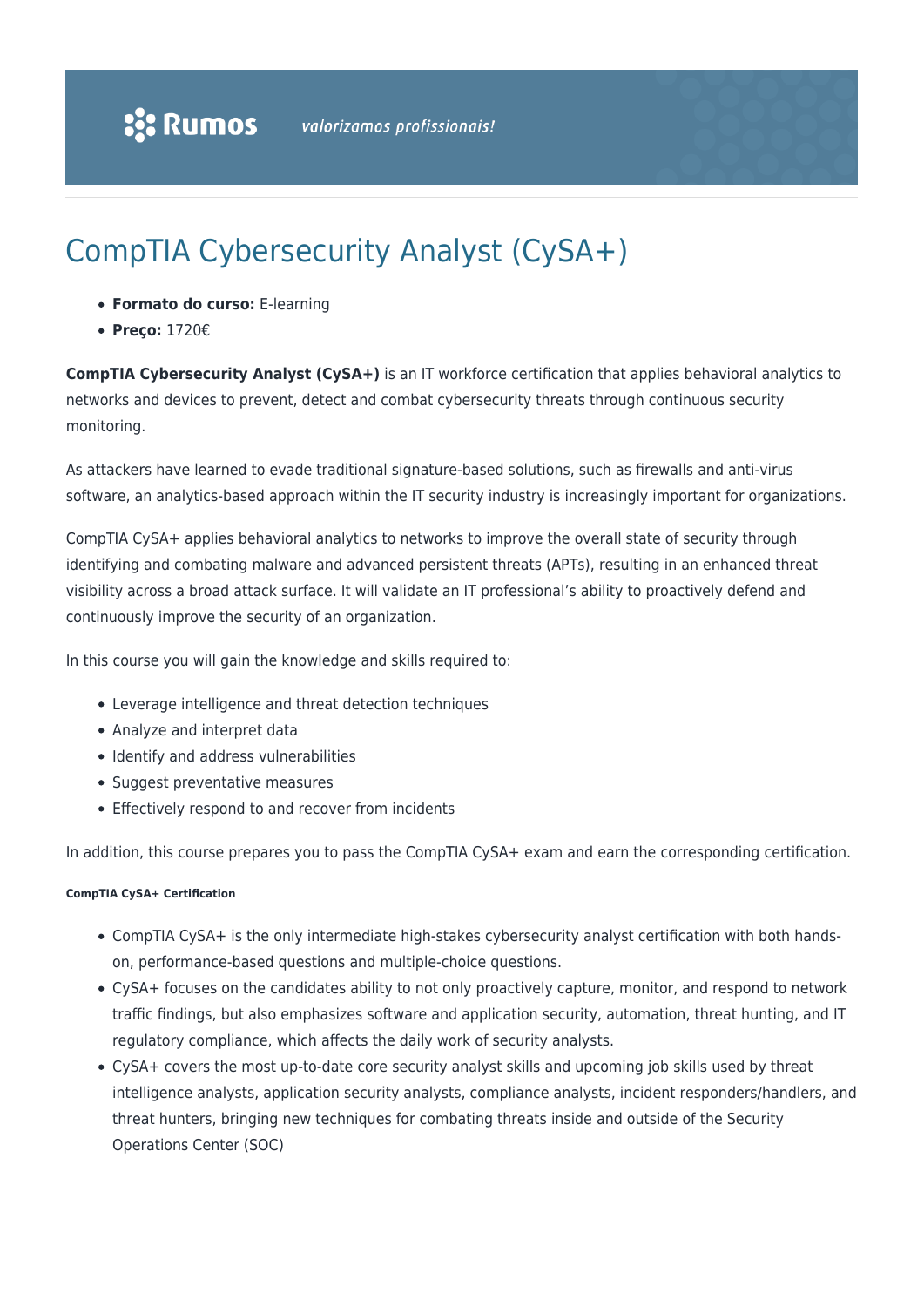# CompTIA Cybersecurity Analyst (CySA+)

- **Formato do curso:** E-learning
- **Preço:** 1720€

**CompTIA Cybersecurity Analyst (CySA+)** is an IT workforce certification that applies behavioral analytics to networks and devices to prevent, detect and combat cybersecurity threats through continuous security monitoring.

As attackers have learned to evade traditional signature-based solutions, such as firewalls and anti-virus software, an analytics-based approach within the IT security industry is increasingly important for organizations.

CompTIA CySA+ applies behavioral analytics to networks to improve the overall state of security through identifying and combating malware and advanced persistent threats (APTs), resulting in an enhanced threat visibility across a broad attack surface. It will validate an IT professional's ability to proactively defend and continuously improve the security of an organization.

In this course you will gain the knowledge and skills required to:

- Leverage intelligence and threat detection techniques
- Analyze and interpret data
- Identify and address vulnerabilities
- Suggest preventative measures
- Effectively respond to and recover from incidents

In addition, this course prepares you to pass the CompTIA CySA+ exam and earn the corresponding certification.

##### CompTIA CySA+ Certification

- CompTIA CySA+ is the only intermediate high-stakes cybersecurity analyst certification with both hands-on, performance-based questions and multiple-choice questions.
- CySA+ focuses on the candidates ability to not only proactively capture, monitor, and respond to network traffic findings, but also emphasizes software and application security, automation, threat hunting, and IT regulatory compliance, which affects the daily work of security analysts.
- CySA+ covers the most up-to-date core security analyst skills and upcoming job skills used by threat intelligence analysts, application security analysts, compliance analysts, incident responders/handlers, and threat hunters, bringing new techniques for combating threats inside and outside of the Security Operations Center (SOC)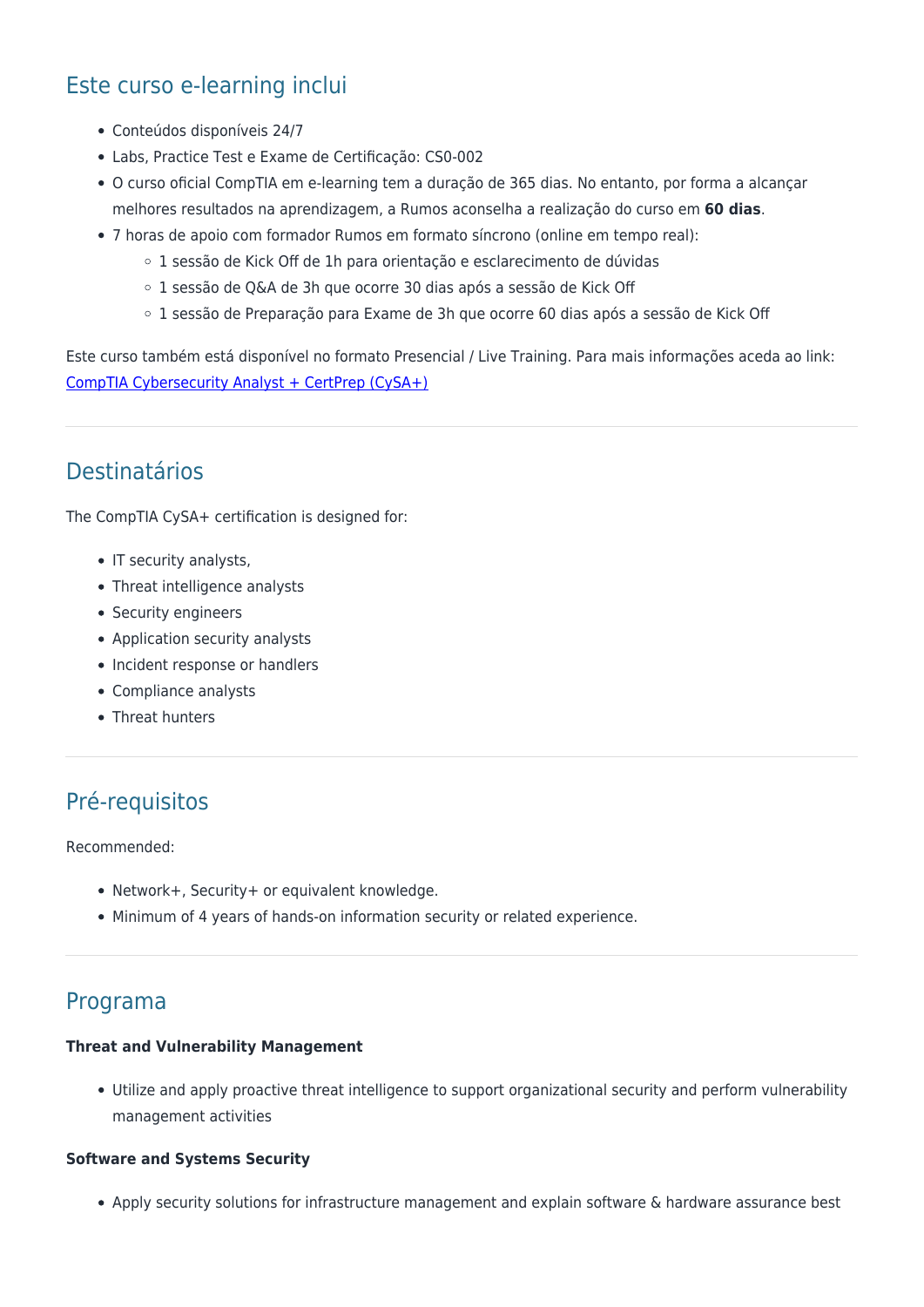## Este curso e-learning inclui

- Conteúdos disponíveis 24/7
- Labs, Practice Test e Exame de Certificação: CS0-002
- O curso oficial CompTIA em e-learning tem a duração de 365 dias. No entanto, por forma a alcançar melhores resultados na aprendizagem, a Rumos aconselha a realização do curso em **60 dias**.
- 7 horas de apoio com formador Rumos em formato síncrono (online em tempo real):
  - 1 sessão de Kick Off de 1h para orientação e esclarecimento de dúvidas
  - 1 sessão de Q&A de 3h que ocorre 30 dias após a sessão de Kick Off
  - 1 sessão de Preparação para Exame de 3h que ocorre 60 dias após a sessão de Kick Off

Este curso também está disponível no formato Presencial / Live Training. Para mais informações aceda ao link: [CompTIA Cybersecurity Analyst + CertPrep (CySA+)]

---

## Destinatários

The CompTIA CySA+ certification is designed for:

- IT security analysts,
- Threat intelligence analysts
- Security engineers
- Application security analysts
- Incident response or handlers
- Compliance analysts
- Threat hunters

---

## Pré-requisitos

Recommended:

- Network+, Security+ or equivalent knowledge.
- Minimum of 4 years of hands-on information security or related experience.

---

## Programa

**Threat and Vulnerability Management**

- Utilize and apply proactive threat intelligence to support organizational security and perform vulnerability management activities

**Software and Systems Security**

- Apply security solutions for infrastructure management and explain software & hardware assurance best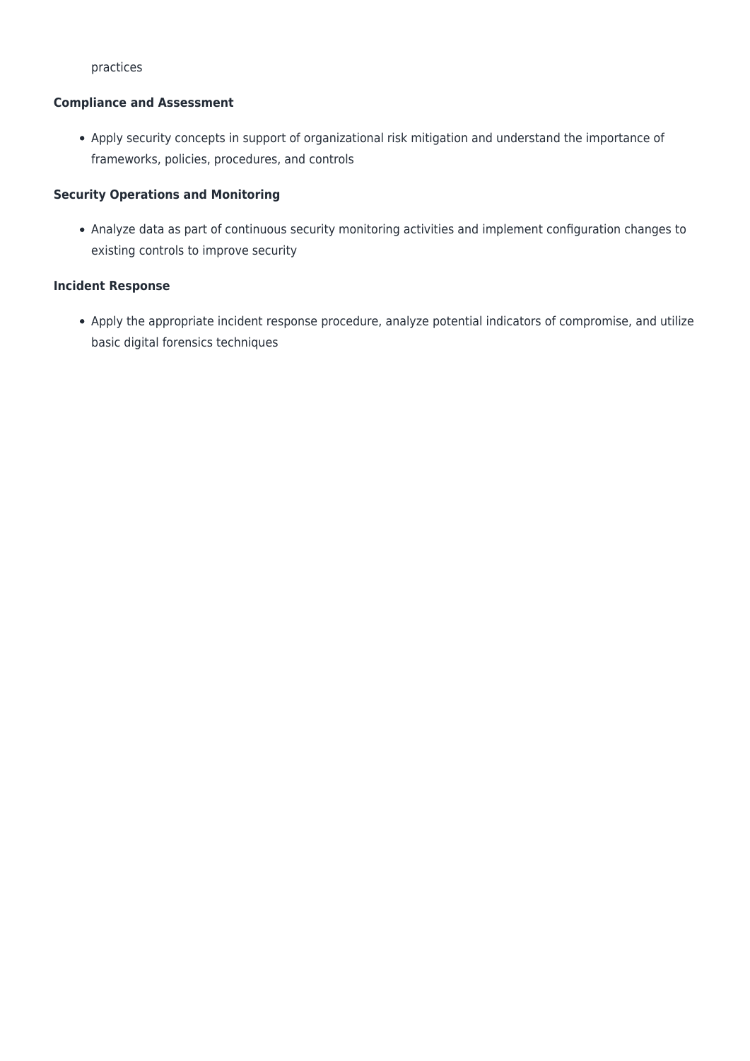practices

**Compliance and Assessment**

- Apply security concepts in support of organizational risk mitigation and understand the importance of frameworks, policies, procedures, and controls

**Security Operations and Monitoring**

- Analyze data as part of continuous security monitoring activities and implement configuration changes to existing controls to improve security

**Incident Response**

- Apply the appropriate incident response procedure, analyze potential indicators of compromise, and utilize basic digital forensics techniques